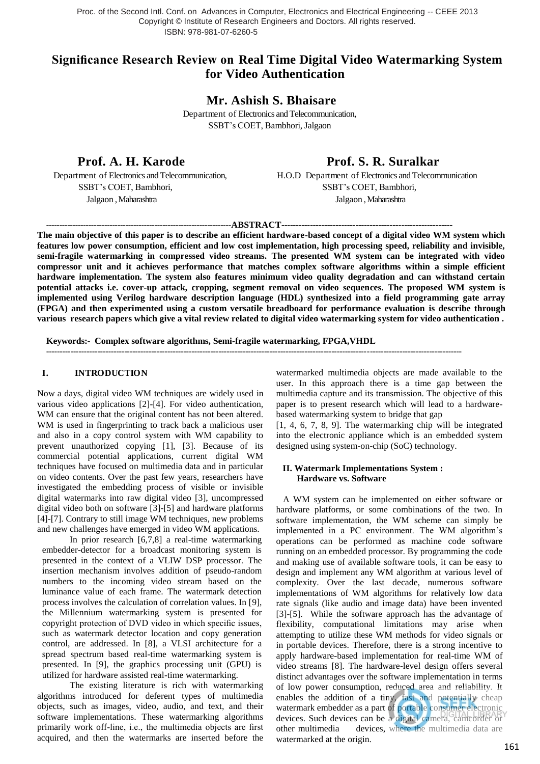Proc. of the Second Intl. Conf. on Advances in Computer, Electronics and Electrical Engineering -- CEEE 2013
Copyright © Institute of Research Engineers and Doctors. All rights reserved.
ISBN: 978-981-07-6260-5

# Significance Research Review on Real Time Digital Video Watermarking System for Video Authentication

**Mr. Ashish S. Bhaisare**
Department of Electronics and Telecommunication,
SSBT's COET, Bambhori, Jalgaon

**Prof. A. H. Karode**
Department of Electronics and Telecommunication,
SSBT's COET, Bambhori,
Jalgaon , Maharashtra

**Prof. S. R. Suralkar**
H.O.D Department of Electronics and Telecommunication
SSBT's COET, Bambhori,
Jalgaon , Maharashtra

**ABSTRACT**

**The main objective of this paper is to describe an efficient hardware-based concept of a digital video WM system which features low power consumption, efficient and low cost implementation, high processing speed, reliability and invisible, semi-fragile watermarking in compressed video streams. The presented WM system can be integrated with video compressor unit and it achieves performance that matches complex software algorithms within a simple efficient hardware implementation. The system also features minimum video quality degradation and can withstand certain potential attacks i.e. cover-up attack, cropping, segment removal on video sequences. The proposed WM system is implemented using Verilog hardware description language (HDL) synthesized into a field programming gate array (FPGA) and then experimented using a custom versatile breadboard for performance evaluation is describe through various research papers which give a vital review related to digital video watermarking system for video authentication .**

**Keywords:-** Complex software algorithms, Semi-fragile watermarking, FPGA,VHDL

## I. INTRODUCTION

Now a days, digital video WM techniques are widely used in various video applications [2]-[4]. For video authentication, WM can ensure that the original content has not been altered. WM is used in fingerprinting to track back a malicious user and also in a copy control system with WM capability to prevent unauthorized copying [1], [3]. Because of its commercial potential applications, current digital WM techniques have focused on multimedia data and in particular on video contents. Over the past few years, researchers have investigated the embedding process of visible or invisible digital watermarks into raw digital video [3], uncompressed digital video both on software [3]-[5] and hardware platforms [4]-[7]. Contrary to still image WM techniques, new problems and new challenges have emerged in video WM applications.

In prior research [6,7,8] a real-time watermarking embedder-detector for a broadcast monitoring system is presented in the context of a VLIW DSP processor. The insertion mechanism involves addition of pseudo-random numbers to the incoming video stream based on the luminance value of each frame. The watermark detection process involves the calculation of correlation values. In [9], the Millennium watermarking system is presented for copyright protection of DVD video in which specific issues, such as watermark detector location and copy generation control, are addressed. In [8], a VLSI architecture for a spread spectrum based real-time watermarking system is presented. In [9], the graphics processing unit (GPU) is utilized for hardware assisted real-time watermarking.

The existing literature is rich with watermarking algorithms introduced for deferent types of multimedia objects, such as images, video, audio, and text, and their software implementations. These watermarking algorithms primarily work off-line, i.e., the multimedia objects are first acquired, and then the watermarks are inserted before the watermarked multimedia objects are made available to the user. In this approach there is a time gap between the multimedia capture and its transmission. The objective of this paper is to present research which will lead to a hardware-based watermarking system to bridge that gap [1, 4, 6, 7, 8, 9]. The watermarking chip will be integrated into the electronic appliance which is an embedded system designed using system-on-chip (SoC) technology.

## II. Watermark Implementations System : Hardware vs. Software

A WM system can be implemented on either software or hardware platforms, or some combinations of the two. In software implementation, the WM scheme can simply be implemented in a PC environment. The WM algorithm's operations can be performed as machine code software running on an embedded processor. By programming the code and making use of available software tools, it can be easy to design and implement any WM algorithm at various level of complexity. Over the last decade, numerous software implementations of WM algorithms for relatively low data rate signals (like audio and image data) have been invented [3]-[5]. While the software approach has the advantage of flexibility, computational limitations may arise when attempting to utilize these WM methods for video signals or in portable devices. Therefore, there is a strong incentive to apply hardware-based implementation for real-time WM of video streams [8]. The hardware-level design offers several distinct advantages over the software implementation in terms of low power consumption, reduced area and reliability. It enables the addition of a tiny, fast and potentially cheap watermark embedder as a part of portable consumer electronic devices. Such devices can be a digital camera, camcorder or other multimedia devices, where the multimedia data are watermarked at the origin.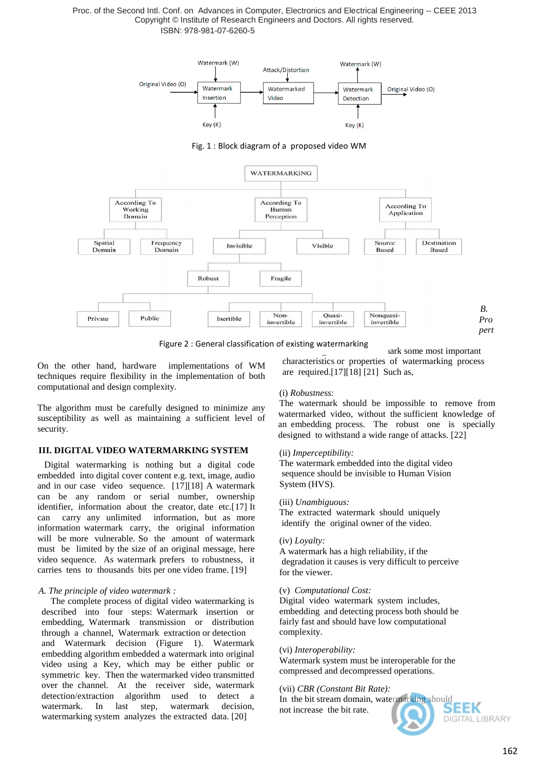Fig. 1 : Block diagram of a proposed video WM

Figure 2 : General classification of existing watermarking

On the other hand, hardware implementations of WM techniques require flexibility in the implementation of both computational and design complexity.

The algorithm must be carefully designed to minimize any susceptibility as well as maintaining a sufficient level of security.

## III. DIGITAL VIDEO WATERMARKING SYSTEM

Digital watermarking is nothing but a digital code embedded into digital cover content e.g. text, image, audio and in our case video sequence. [17][18] A watermark can be any random or serial number, ownership identifier, information about the creator, date etc.[17] It can carry any unlimited information, but as more information watermark carry, the original information will be more vulnerable. So the amount of watermark must be limited by the size of an original message, here video sequence. As watermark prefers to robustness, it carries tens to thousands bits per one video frame. [19]

### *A. The principle of video watermark :*

The complete process of digital video watermarking is described into four steps: Watermark insertion or embedding, Watermark transmission or distribution through a channel, Watermark extraction or detection and Watermark decision (Figure 1). Watermark embedding algorithm embedded a watermark into original video using a Key, which may be either public or symmetric key. Then the watermarked video transmitted over the channel. At the receiver side, watermark detection/extraction algorithm used to detect a watermark. In last step, watermark decision, watermarking system analyzes the extracted data. [20]

### *B. Pro pert*

...ark some most important characteristics or properties of watermarking process are required.[17][18] [21] Such as,

(i) *Robustness:*
The watermark should be impossible to remove from watermarked video, without the sufficient knowledge of an embedding process. The robust one is specially designed to withstand a wide range of attacks. [22]

(ii) *Imperceptibility:*
The watermark embedded into the digital video sequence should be invisible to Human Vision System (HVS).

(iii) *Unambiguous:*
The extracted watermark should uniquely identify the original owner of the video.

(iv) *Loyalty:*
A watermark has a high reliability, if the degradation it causes is very difficult to perceive for the viewer.

(v) *Computational Cost:*
Digital video watermark system includes, embedding and detecting process both should be fairly fast and should have low computational complexity.

(vi) *Interoperability:*
Watermark system must be interoperable for the compressed and decompressed operations.

(vii) *CBR (Constant Bit Rate):*
In the bit stream domain, watermarking should not increase the bit rate.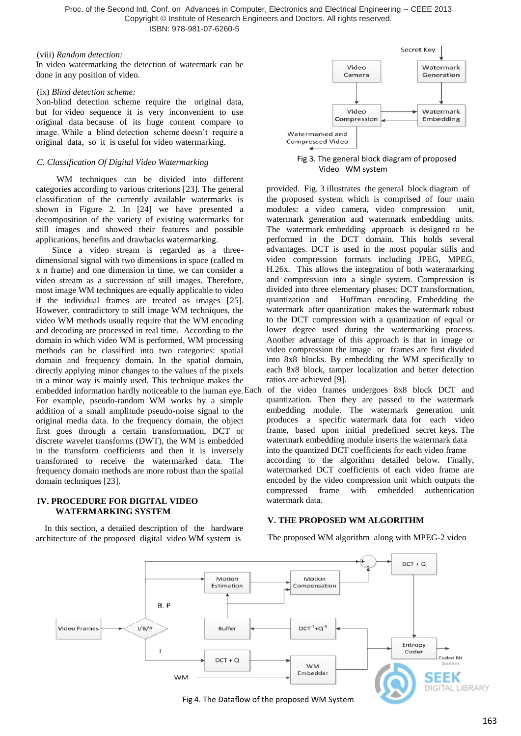(viii) *Random detection:*
In video watermarking the detection of watermark can be done in any position of video.

(ix) *Blind detection scheme:*
Non-blind detection scheme require the original data, but for video sequence it is very inconvenient to use original data because of its huge content compare to image. While a blind detection scheme doesn't require a original data, so it is useful for video watermarking.

### *C. Classification Of Digital Video Watermarking*

WM techniques can be divided into different categories according to various criterions [23]. The general classification of the currently available watermarks is shown in Figure 2. In [24] we have presented a decomposition of the variety of existing watermarks for still images and showed their features and possible applications, benefits and drawbacks watermarking.

Since a video stream is regarded as a three-dimensional signal with two dimensions in space (called m x n frame) and one dimension in time, we can consider a video stream as a succession of still images. Therefore, most image WM techniques are equally applicable to video if the individual frames are treated as images [25]. However, contradictory to still image WM techniques, the video WM methods usually require that the WM encoding and decoding are processed in real time. According to the domain in which video WM is performed, WM processing methods can be classified into two categories: spatial domain and frequency domain. In the spatial domain, directly applying minor changes to the values of the pixels in a minor way is mainly used. This technique makes the embedded information hardly noticeable to the human eye. For example, pseudo-random WM works by a simple addition of a small amplitude pseudo-noise signal to the original media data. In the frequency domain, the object first goes through a certain transformation, DCT or discrete wavelet transforms (DWT), the WM is embedded in the transform coefficients and then it is inversely transformed to receive the watermarked data. The frequency domain methods are more robust than the spatial domain techniques [23].

## IV. PROCEDURE FOR DIGITAL VIDEO WATERMARKING SYSTEM

In this section, a detailed description of the hardware architecture of the proposed digital video WM system is provided. Fig. 3 illustrates the general block diagram of the proposed system which is comprised of four main modules: a video camera, video compression unit, watermark generation and watermark embedding units. The watermark embedding approach is designed to be performed in the DCT domain. This holds several advantages. DCT is used in the most popular stills and video compression formats including JPEG, MPEG, H.26x. This allows the integration of both watermarking and compression into a single system. Compression is divided into three elementary phases: DCT transformation, quantization and Huffman encoding. Embedding the watermark after quantization makes the watermark robust to the DCT compression with a quantization of equal or lower degree used during the watermarking process. Another advantage of this approach is that in image or video compression the image or frames are first divided into 8x8 blocks. By embedding the WM specifically to each 8x8 block, tamper localization and better detection ratios are achieved [9].

Secret Key | Video Camera | Watermark Generation | Video Compression | Watermark Embedding | Watermarked and Compressed Video

Fig 3. The general block diagram of proposed Video WM system

Each of the video frames undergoes 8x8 block DCT and quantization. Then they are passed to the watermark embedding module. The watermark generation unit produces a specific watermark data for each video frame, based upon initial predefined secret keys. The watermark embedding module inserts the watermark data into the quantized DCT coefficients for each video frame according to the algorithm detailed below. Finally, watermarked DCT coefficients of each video frame are encoded by the video compression unit which outputs the compressed frame with embedded authentication watermark data.

## V. THE PROPOSED WM ALGORITHM

The proposed WM algorithm along with MPEG-2 video

Video Frames | I/B/P | B, P | I | WM | Motion Estimation | Motion Compensation | Buffer | $DCT^{-1}+Q^{-1}$ | DCT + Q | WM Embedder | DCT + Q | Entropy Coder | Coded Bit Stream

Fig 4. The Dataflow of the proposed WM System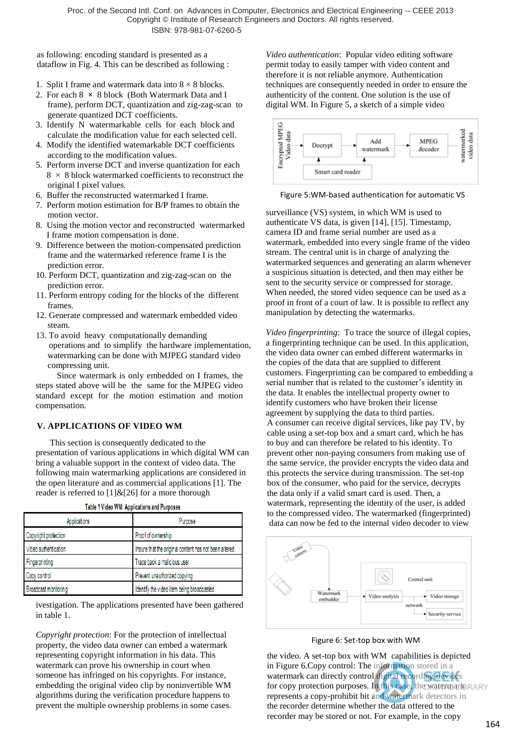as following: encoding standard is presented as a dataflow in Fig. 4. This can be described as following :

1. Split I frame and watermark data into 8 × 8 blocks.
2. For each 8 × 8 block (Both Watermark Data and I frame), perform DCT, quantization and zig-zag-scan to generate quantized DCT coefficients.
3. Identify N watermarkable cells for each block and calculate the modification value for each selected cell.
4. Modify the identified watermarkable DCT coefficients according to the modification values.
5. Perform inverse DCT and inverse quantization for each 8 × 8 block watermarked coefficients to reconstruct the original I pixel values.
6. Buffer the reconstructed watermarked I frame.
7. Perform motion estimation for B/P frames to obtain the motion vector.
8. Using the motion vector and reconstructed watermarked I frame motion compensation is done.
9. Difference between the motion-compensated prediction frame and the watermarked reference frame I is the prediction error.
10. Perform DCT, quantization and zig-zag-scan on the prediction error.
11. Perform entropy coding for the blocks of the different frames.
12. Generate compressed and watermark embedded video steam.
13. To avoid heavy computationally demanding operations and to simplify the hardware implementation, watermarking can be done with MJPEG standard video compressing unit.

Since watermark is only embedded on I frames, the steps stated above will be the same for the MJPEG video standard except for the motion estimation and motion compensation.

## V. APPLICATIONS OF VIDEO WM

This section is consequently dedicated to the presentation of various applications in which digital WM can bring a valuable support in the context of video data. The following main watermarking applications are considered in the open literature and as commercial applications [1]. The reader is referred to [1]&[26] for a more thorough

Table 1 Video WM: Applications and Purposes

| Applications | Purpose |
|---|---|
| Copyright protection | Proof of ownership |
| Video authentication | Insure that the original content has not been altered |
| Fingerprinting | Trace back a malicious user |
| Copy control | Prevent unauthorized copying |
| Broadcast monitoring | Identify the video item being broadcasted |

ivestigation. The applications presented have been gathered in table 1.

*Copyright protection*: For the protection of intellectual property, the video data owner can embed a watermark representing copyright information in his data. This watermark can prove his ownership in court when someone has infringed on his copyrights. For instance, embedding the original video clip by noninvertible WM algorithms during the verification procedure happens to prevent the multiple ownership problems in some cases.

*Video authentication*: Popular video editing software permit today to easily tamper with video content and therefore it is not reliable anymore. Authentication techniques are consequently needed in order to ensure the authenticity of the content. One solution is the use of digital WM. In Figure 5, a sketch of a simple video

Figure 5:WM-based authentication for automatic VS

surveillance (VS) system, in which WM is used to authenticate VS data, is given [14], [15]. Timestamp, camera ID and frame serial number are used as a watermark, embedded into every single frame of the video stream. The central unit is in charge of analyzing the watermarked sequences and generating an alarm whenever a suspicious situation is detected, and then may either be sent to the security service or compressed for storage. When needed, the stored video sequence can be used as a proof in front of a court of law. It is possible to reflect any manipulation by detecting the watermarks.

*Video fingerprinting*: To trace the source of illegal copies, a fingerprinting technique can be used. In this application, the video data owner can embed different watermarks in the copies of the data that are supplied to different customers. Fingerprinting can be compared to embedding a serial number that is related to the customer's identity in the data. It enables the intellectual property owner to identify customers who have broken their license agreement by supplying the data to third parties.

A consumer can receive digital services, like pay TV, by cable using a set-top box and a smart card, which he has to buy and can therefore be related to his identity. To prevent other non-paying consumers from making use of the same service, the provider encrypts the video data and this protects the service during transmission. The set-top box of the consumer, who paid for the service, decrypts the data only if a valid smart card is used. Then, a watermark, representing the identity of the user, is added to the compressed video. The watermarked (fingerprinted) data can now be fed to the internal video decoder to view

Figure 6: Set-top box with WM

the video. A set-top box with WM capabilities is depicted in Figure 6.Copy control: The information stored in a watermark can directly control digital recording devices for copy protection purposes. In this case, the watermark represents a copy-prohibit bit and watermark detectors in the recorder determine whether the data offered to the recorder may be stored or not. For example, in the copy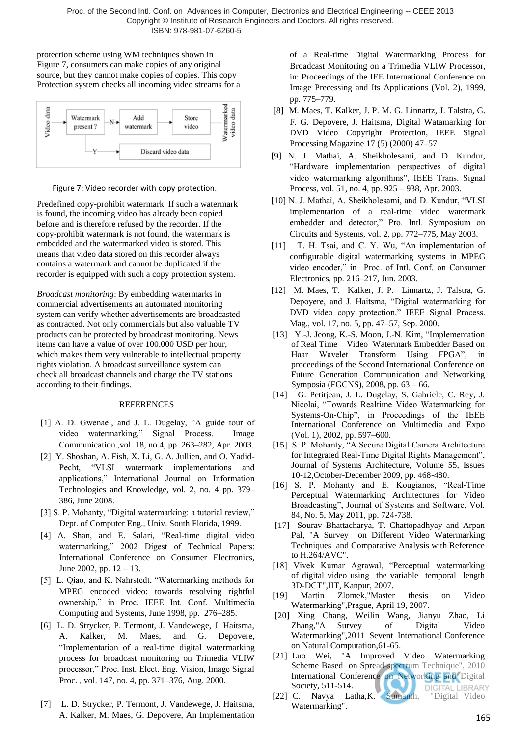protection scheme using WM techniques shown in Figure 7, consumers can make copies of any original source, but they cannot make copies of copies. This copy Protection system checks all incoming video streams for a

Figure 7: Video recorder with copy protection.

Predefined copy-prohibit watermark. If such a watermark is found, the incoming video has already been copied before and is therefore refused by the recorder. If the copy-prohibit watermark is not found, the watermark is embedded and the watermarked video is stored. This means that video data stored on this recorder always contains a watermark and cannot be duplicated if the recorder is equipped with such a copy protection system.

*Broadcast monitoring*: By embedding watermarks in commercial advertisements an automated monitoring system can verify whether advertisements are broadcasted as contracted. Not only commercials but also valuable TV products can be protected by broadcast monitoring. News items can have a value of over 100.000 USD per hour, which makes them very vulnerable to intellectual property rights violation. A broadcast surveillance system can check all broadcast channels and charge the TV stations according to their findings.

## REFERENCES

[1] A. D. Gwenael, and J. L. Dugelay, "A guide tour of video watermarking," Signal Process. Image Communication.,vol. 18, no.4, pp. 263–282, Apr. 2003.

[2] Y. Shoshan, A. Fish, X. Li, G. A. Jullien, and O. Yadid-Pecht, "VLSI watermark implementations and applications," International Journal on Information Technologies and Knowledge, vol. 2, no. 4 pp. 379–386, June 2008.

[3] S. P. Mohanty, "Digital watermarking: a tutorial review," Dept. of Computer Eng., Univ. South Florida, 1999.

[4] A. Shan, and E. Salari, "Real-time digital video watermarking," 2002 Digest of Technical Papers: International Conference on Consumer Electronics, June 2002, pp. 12 – 13.

[5] L. Qiao, and K. Nahrstedt, "Watermarking methods for MPEG encoded video: towards resolving rightful ownership," in Proc. IEEE Int. Conf. Multimedia Computing and Systems, June 1998, pp. 276–285.

[6] L. D. Strycker, P. Termont, J. Vandewege, J. Haitsma, A. Kalker, M. Maes, and G. Depovere, "Implementation of a real-time digital watermarking process for broadcast monitoring on Trimedia VLIW processor," Proc. Inst. Elect. Eng. Vision, Image Signal Proc. , vol. 147, no. 4, pp. 371–376, Aug. 2000.

[7] L. D. Strycker, P. Termont, J. Vandewege, J. Haitsma, A. Kalker, M. Maes, G. Depovere, An Implementation of a Real-time Digital Watermarking Process for Broadcast Monitoring on a Trimedia VLIW Processor, in: Proceedings of the IEE International Conference on Image Precessing and Its Applications (Vol. 2), 1999, pp. 775–779.

[8] M. Maes, T. Kalker, J. P. M. G. Linnartz, J. Talstra, G. F. G. Depovere, J. Haitsma, Digital Watamarking for DVD Video Copyright Protection, IEEE Signal Processing Magazine 17 (5) (2000) 47–57

[9] N. J. Mathai, A. Sheikholesami, and D. Kundur, "Hardware implementation perspectives of digital video watermarking algorithms", IEEE Trans. Signal Process, vol. 51, no. 4, pp. 925 – 938, Apr. 2003.

[10] N. J. Mathai, A. Sheikholesami, and D. Kundur, "VLSI implementation of a real-time video watermark embedder and detector," Pro. Intl. Symposium on Circuits and Systems, vol. 2, pp. 772–775, May 2003.

[11] T. H. Tsai, and C. Y. Wu, "An implementation of configurable digital watermarking systems in MPEG video encoder," in Proc. of Intl. Conf. on Consumer Electronics, pp. 216–217, Jun. 2003.

[12] M. Maes, T. Kalker, J. P. Linnartz, J. Talstra, G. Depoyere, and J. Haitsma, "Digital watermarking for DVD video copy protection," IEEE Signal Process. Mag., vol. 17, no. 5, pp. 47–57, Sep. 2000.

[13] Y.-J. Jeong, K.-S. Moon, J.-N. Kim, "Implementation of Real Time Video Watermark Embedder Based on Haar Wavelet Transform Using FPGA", in proceedings of the Second International Conference on Future Generation Communication and Networking Symposia (FGCNS), 2008, pp. 63 – 66.

[14] G. Petitjean, J. L. Dugelay, S. Gabriele, C. Rey, J. Nicolai, "Towards Realtime Video Watermarking for Systems-On-Chip", in Proceedings of the IEEE International Conference on Multimedia and Expo (Vol. 1), 2002, pp. 597–600.

[15] S. P. Mohanty, "A Secure Digital Camera Architecture for Integrated Real-Time Digital Rights Management", Journal of Systems Architecture, Volume 55, Issues 10-12,October-December 2009, pp. 468-480.

[16] S. P. Mohanty and E. Kougianos, "Real-Time Perceptual Watermarking Architectures for Video Broadcasting", Journal of Systems and Software, Vol. 84, No. 5, May 2011, pp. 724-738.

[17] Sourav Bhattacharya, T. Chattopadhyay and Arpan Pal, "A Survey on Different Video Watermarking Techniques and Comparative Analysis with Reference to H.264/AVC".

[18] Vivek Kumar Agrawal, "Perceptual watermarking of digital video using the variable temporal length 3D-DCT",IIT, Kanpur, 2007.

[19] Martin Zlomek,"Master thesis on Video Watermarking",Prague, April 19, 2007.

[20] Xing Chang, Weilin Wang, Jianyu Zhao, Li Zhang,"A Survey of Digital Video Watermarking",2011 Sevent International Conference on Natural Computation,61-65.

[21] Luo Wei, "A Improved Video Watermarking Scheme Based on Spread-spectrum Technique", 2010 International Conference on Networking and Digital Society, 511-514.

[22] C. Navya Latha,K. Sumanth, "Digital Video Watermarking".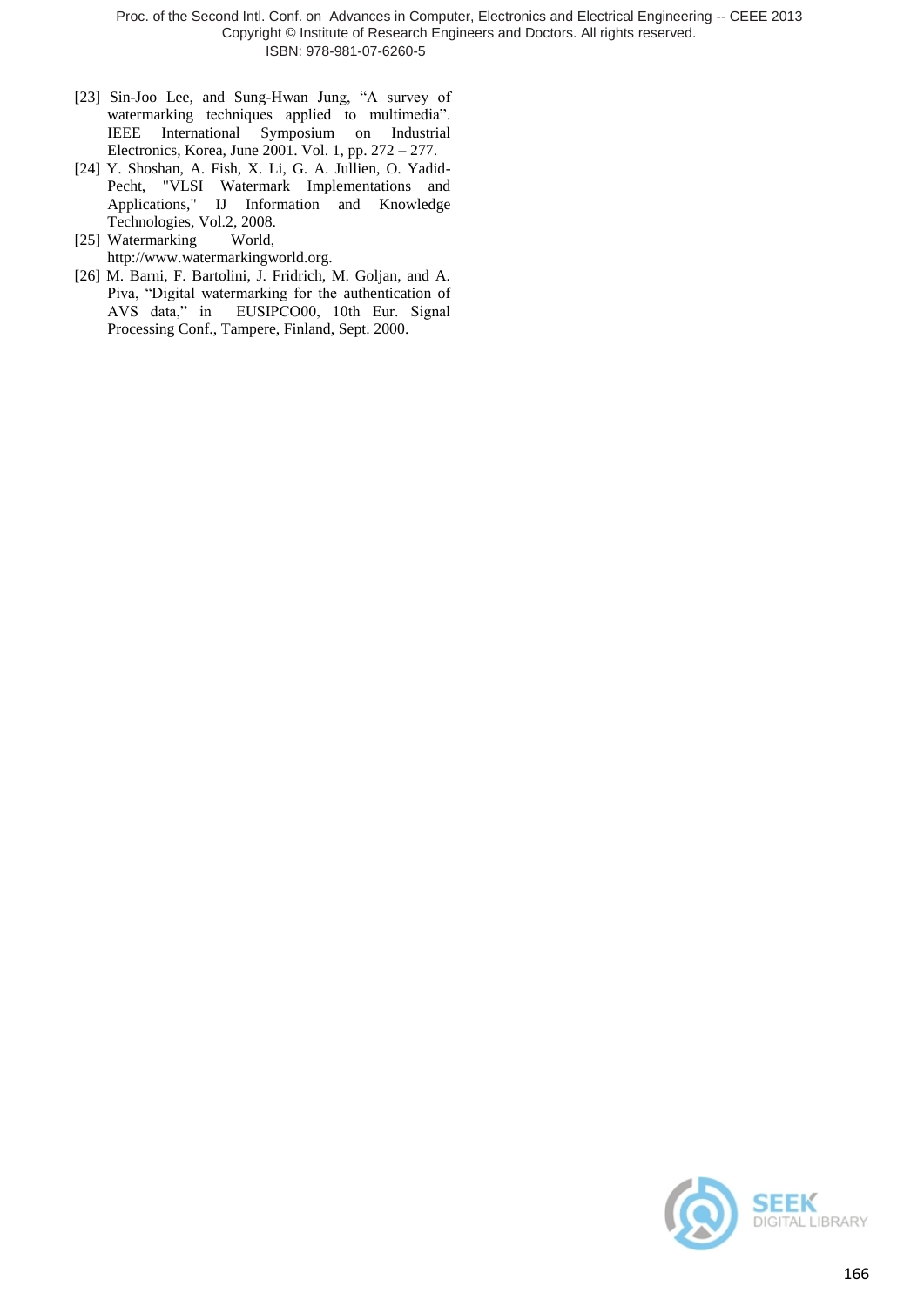[23] Sin-Joo Lee, and Sung-Hwan Jung, "A survey of watermarking techniques applied to multimedia". IEEE International Symposium on Industrial Electronics, Korea, June 2001. Vol. 1, pp. 272 – 277.

[24] Y. Shoshan, A. Fish, X. Li, G. A. Jullien, O. Yadid-Pecht, "VLSI Watermark Implementations and Applications," IJ Information and Knowledge Technologies, Vol.2, 2008.

[25] Watermarking World, http://www.watermarkingworld.org.

[26] M. Barni, F. Bartolini, J. Fridrich, M. Goljan, and A. Piva, "Digital watermarking for the authentication of AVS data," in EUSIPCO00, 10th Eur. Signal Processing Conf., Tampere, Finland, Sept. 2000.